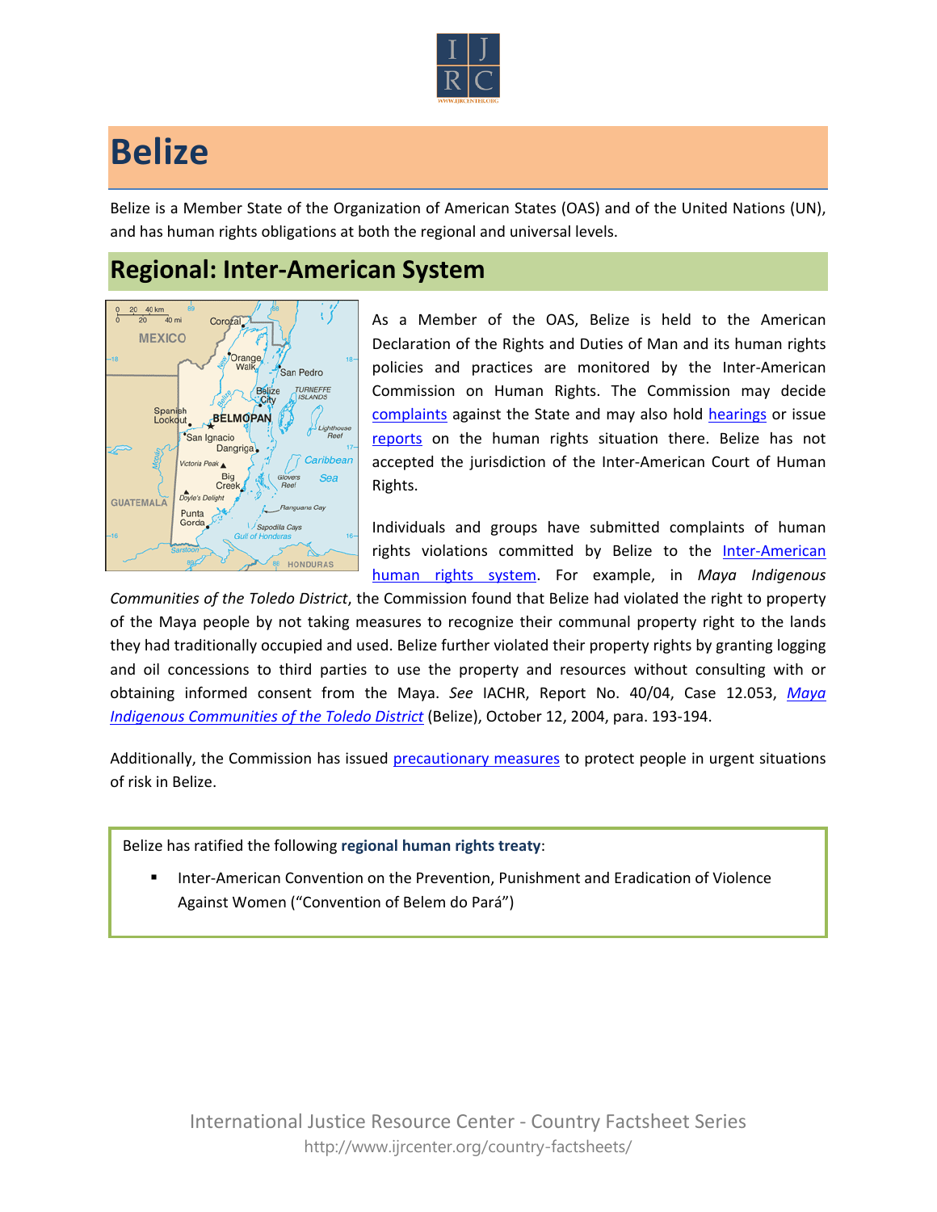# Belize

Belize is a Member State of the Organization of American States (OAS) and of the United Nations (UN), and has human rights obligations at both the regional and universal levels.

## Regional: Inter-American System

As a Member of the OAS, Belize is held to the American Declaration of the Rights and Duties of Man and its human rights policies and practices are monitored by the Inter-American Commission on Human Rights. The Commission may decide complaints against the State and may also hold hearings or issue reports on the human rights situation there. Belize has not accepted the jurisdiction of the Inter-American Court of Human Rights.

Individuals and groups have submitted complaints of human rights violations committed by Belize to the Inter-American human rights system. For example, in *Maya Indigenous Communities of the Toledo District*, the Commission found that Belize had violated the right to property of the Maya people by not taking measures to recognize their communal property right to the lands they had traditionally occupied and used. Belize further violated their property rights by granting logging and oil concessions to third parties to use the property and resources without consulting with or obtaining informed consent from the Maya. *See* IACHR, Report No. 40/04, Case 12.053, *Maya Indigenous Communities of the Toledo District* (Belize), October 12, 2004, para. 193-194.

Additionally, the Commission has issued precautionary measures to protect people in urgent situations of risk in Belize.

Belize has ratified the following **regional human rights treaty**:

- Inter-American Convention on the Prevention, Punishment and Eradication of Violence Against Women ("Convention of Belem do Pará")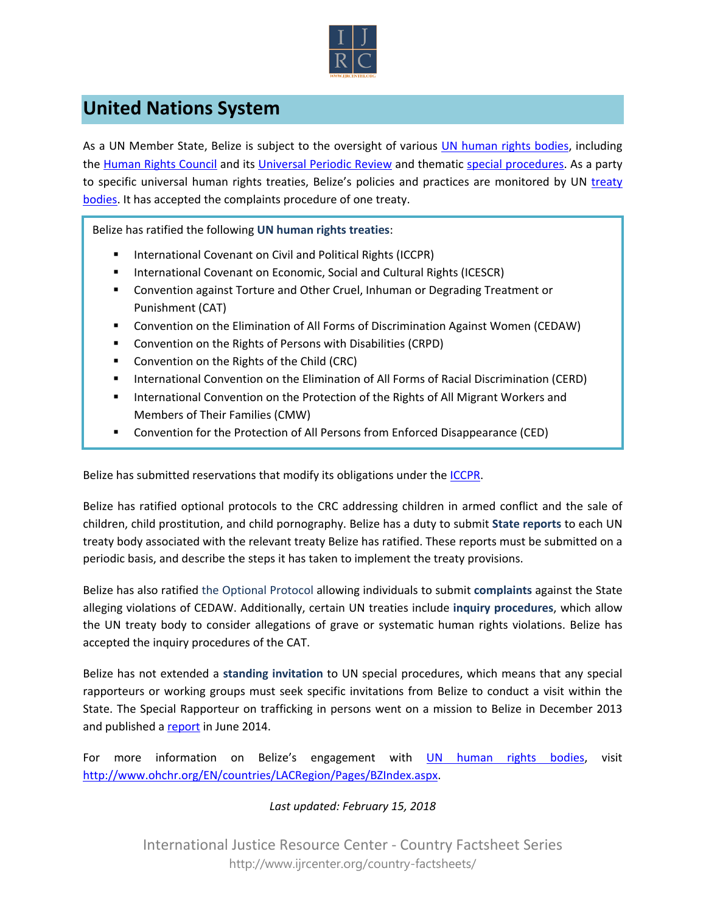## United Nations System

As a UN Member State, Belize is subject to the oversight of various UN human rights bodies, including the Human Rights Council and its Universal Periodic Review and thematic special procedures. As a party to specific universal human rights treaties, Belize's policies and practices are monitored by UN treaty bodies. It has accepted the complaints procedure of one treaty.

Belize has ratified the following **UN human rights treaties**:

- International Covenant on Civil and Political Rights (ICCPR)
- International Covenant on Economic, Social and Cultural Rights (ICESCR)
- Convention against Torture and Other Cruel, Inhuman or Degrading Treatment or Punishment (CAT)
- Convention on the Elimination of All Forms of Discrimination Against Women (CEDAW)
- Convention on the Rights of Persons with Disabilities (CRPD)
- Convention on the Rights of the Child (CRC)
- International Convention on the Elimination of All Forms of Racial Discrimination (CERD)
- International Convention on the Protection of the Rights of All Migrant Workers and Members of Their Families (CMW)
- Convention for the Protection of All Persons from Enforced Disappearance (CED)

Belize has submitted reservations that modify its obligations under the ICCPR.

Belize has ratified optional protocols to the CRC addressing children in armed conflict and the sale of children, child prostitution, and child pornography. Belize has a duty to submit **State reports** to each UN treaty body associated with the relevant treaty Belize has ratified. These reports must be submitted on a periodic basis, and describe the steps it has taken to implement the treaty provisions.

Belize has also ratified the Optional Protocol allowing individuals to submit **complaints** against the State alleging violations of CEDAW. Additionally, certain UN treaties include **inquiry procedures**, which allow the UN treaty body to consider allegations of grave or systematic human rights violations. Belize has accepted the inquiry procedures of the CAT.

Belize has not extended a **standing invitation** to UN special procedures, which means that any special rapporteurs or working groups must seek specific invitations from Belize to conduct a visit within the State. The Special Rapporteur on trafficking in persons went on a mission to Belize in December 2013 and published a report in June 2014.

For more information on Belize's engagement with UN human rights bodies, visit http://www.ohchr.org/EN/countries/LACRegion/Pages/BZIndex.aspx.

*Last updated: February 15, 2018*